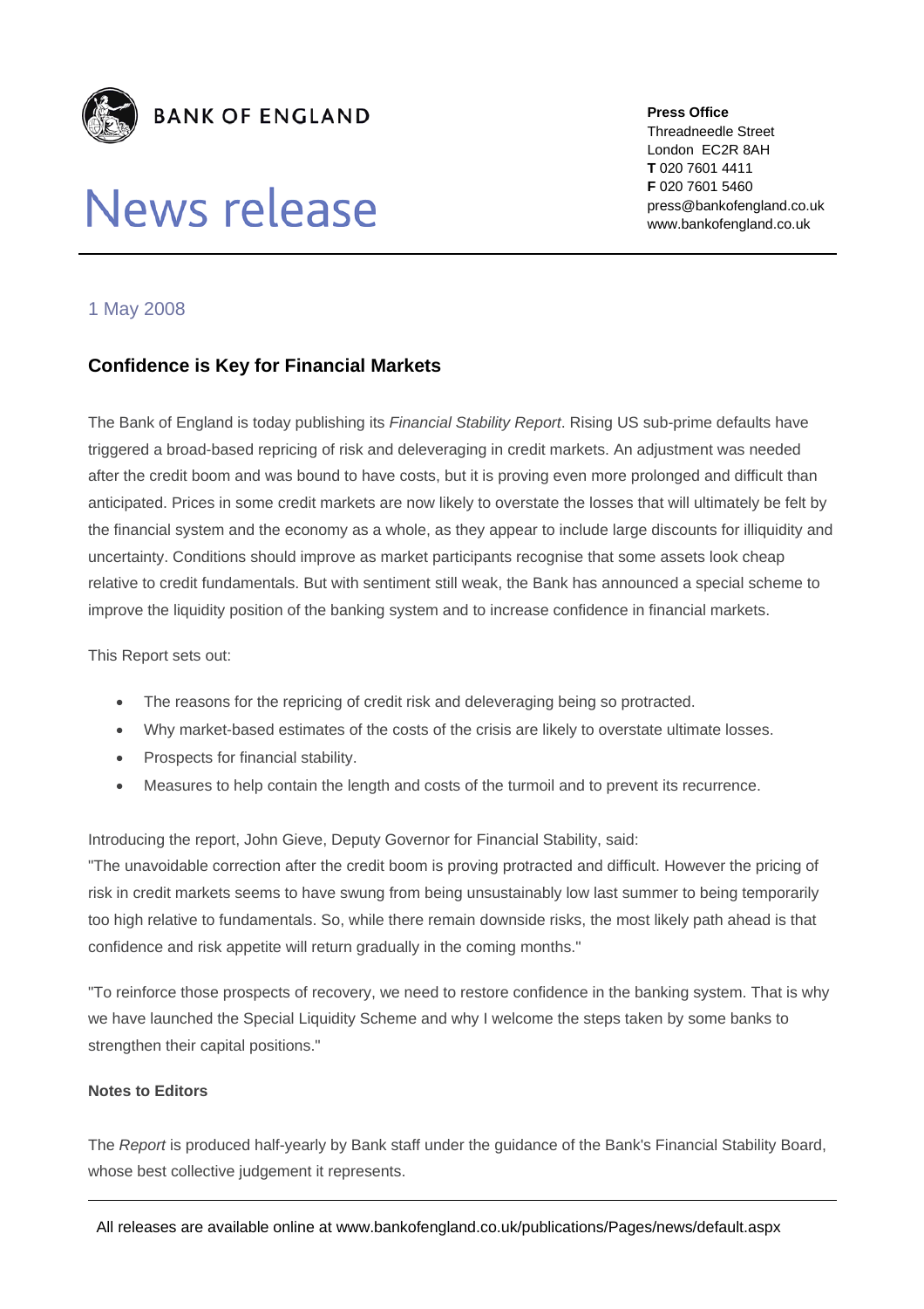BANK OF ENGLAND

# News release

**Press Office**
Threadneedle Street
London EC2R 8AH
**T** 020 7601 4411
**F** 020 7601 5460
press@bankofengland.co.uk
www.bankofengland.co.uk

1 May 2008

## Confidence is Key for Financial Markets

The Bank of England is today publishing its *Financial Stability Report*. Rising US sub-prime defaults have triggered a broad-based repricing of risk and deleveraging in credit markets. An adjustment was needed after the credit boom and was bound to have costs, but it is proving even more prolonged and difficult than anticipated. Prices in some credit markets are now likely to overstate the losses that will ultimately be felt by the financial system and the economy as a whole, as they appear to include large discounts for illiquidity and uncertainty. Conditions should improve as market participants recognise that some assets look cheap relative to credit fundamentals. But with sentiment still weak, the Bank has announced a special scheme to improve the liquidity position of the banking system and to increase confidence in financial markets.

This Report sets out:

- The reasons for the repricing of credit risk and deleveraging being so protracted.
- Why market-based estimates of the costs of the crisis are likely to overstate ultimate losses.
- Prospects for financial stability.
- Measures to help contain the length and costs of the turmoil and to prevent its recurrence.

Introducing the report, John Gieve, Deputy Governor for Financial Stability, said:
"The unavoidable correction after the credit boom is proving protracted and difficult. However the pricing of risk in credit markets seems to have swung from being unsustainably low last summer to being temporarily too high relative to fundamentals. So, while there remain downside risks, the most likely path ahead is that confidence and risk appetite will return gradually in the coming months."

"To reinforce those prospects of recovery, we need to restore confidence in the banking system. That is why we have launched the Special Liquidity Scheme and why I welcome the steps taken by some banks to strengthen their capital positions."

**Notes to Editors**

The *Report* is produced half-yearly by Bank staff under the guidance of the Bank's Financial Stability Board, whose best collective judgement it represents.

All releases are available online at www.bankofengland.co.uk/publications/Pages/news/default.aspx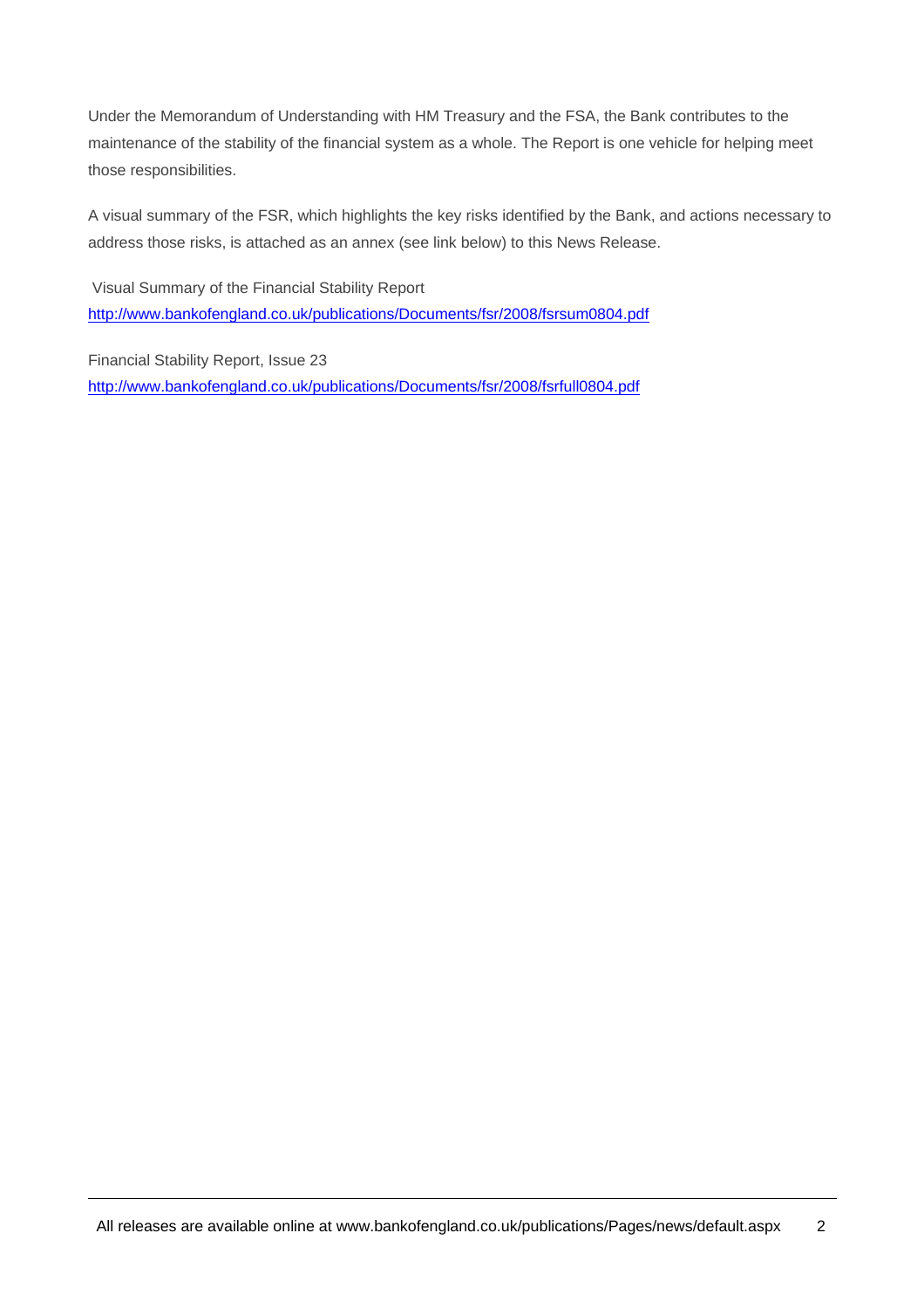Under the Memorandum of Understanding with HM Treasury and the FSA, the Bank contributes to the maintenance of the stability of the financial system as a whole. The Report is one vehicle for helping meet those responsibilities.

A visual summary of the FSR, which highlights the key risks identified by the Bank, and actions necessary to address those risks, is attached as an annex (see link below) to this News Release.

Visual Summary of the Financial Stability Report
http://www.bankofengland.co.uk/publications/Documents/fsr/2008/fsrsum0804.pdf

Financial Stability Report, Issue 23
http://www.bankofengland.co.uk/publications/Documents/fsr/2008/fsrfull0804.pdf